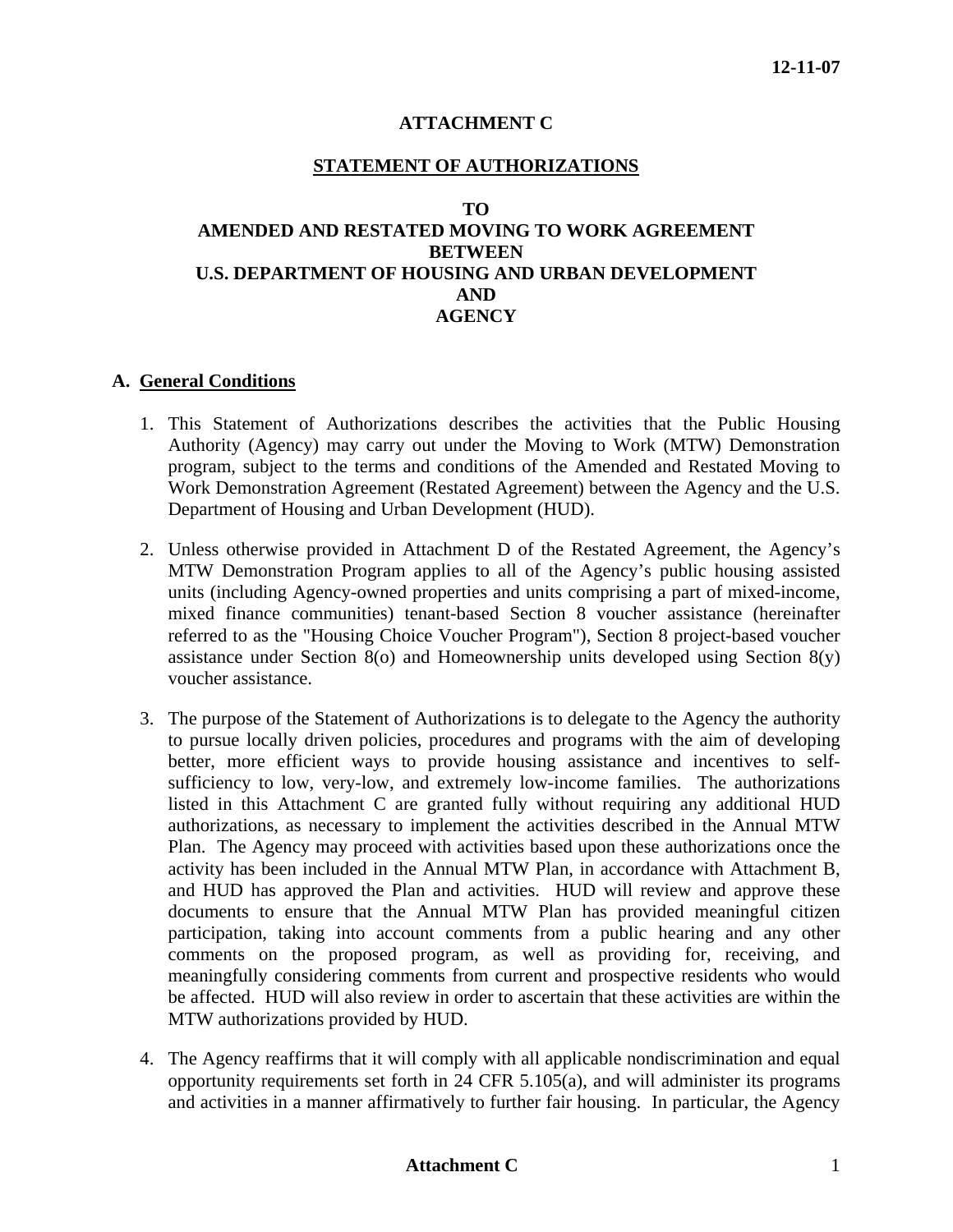12-11-07

# ATTACHMENT C

## STATEMENT OF AUTHORIZATIONS

## TO
## AMENDED AND RESTATED MOVING TO WORK AGREEMENT
## BETWEEN
## U.S. DEPARTMENT OF HOUSING AND URBAN DEVELOPMENT
## AND
## AGENCY

### A. General Conditions

1. This Statement of Authorizations describes the activities that the Public Housing Authority (Agency) may carry out under the Moving to Work (MTW) Demonstration program, subject to the terms and conditions of the Amended and Restated Moving to Work Demonstration Agreement (Restated Agreement) between the Agency and the U.S. Department of Housing and Urban Development (HUD).

2. Unless otherwise provided in Attachment D of the Restated Agreement, the Agency's MTW Demonstration Program applies to all of the Agency's public housing assisted units (including Agency-owned properties and units comprising a part of mixed-income, mixed finance communities) tenant-based Section 8 voucher assistance (hereinafter referred to as the "Housing Choice Voucher Program"), Section 8 project-based voucher assistance under Section 8(o) and Homeownership units developed using Section 8(y) voucher assistance.

3. The purpose of the Statement of Authorizations is to delegate to the Agency the authority to pursue locally driven policies, procedures and programs with the aim of developing better, more efficient ways to provide housing assistance and incentives to self-sufficiency to low, very-low, and extremely low-income families. The authorizations listed in this Attachment C are granted fully without requiring any additional HUD authorizations, as necessary to implement the activities described in the Annual MTW Plan. The Agency may proceed with activities based upon these authorizations once the activity has been included in the Annual MTW Plan, in accordance with Attachment B, and HUD has approved the Plan and activities. HUD will review and approve these documents to ensure that the Annual MTW Plan has provided meaningful citizen participation, taking into account comments from a public hearing and any other comments on the proposed program, as well as providing for, receiving, and meaningfully considering comments from current and prospective residents who would be affected. HUD will also review in order to ascertain that these activities are within the MTW authorizations provided by HUD.

4. The Agency reaffirms that it will comply with all applicable nondiscrimination and equal opportunity requirements set forth in 24 CFR 5.105(a), and will administer its programs and activities in a manner affirmatively to further fair housing. In particular, the Agency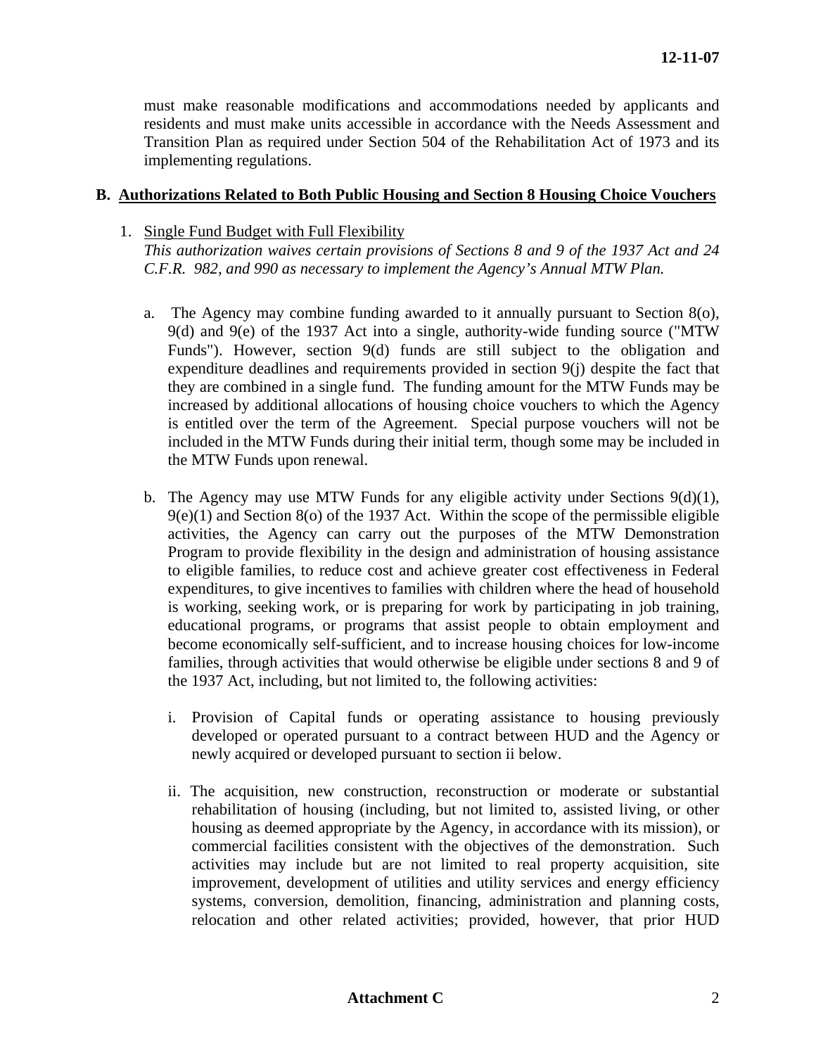must make reasonable modifications and accommodations needed by applicants and residents and must make units accessible in accordance with the Needs Assessment and Transition Plan as required under Section 504 of the Rehabilitation Act of 1973 and its implementing regulations.

## B. Authorizations Related to Both Public Housing and Section 8 Housing Choice Vouchers

1. Single Fund Budget with Full Flexibility
   *This authorization waives certain provisions of Sections 8 and 9 of the 1937 Act and 24 C.F.R. 982, and 990 as necessary to implement the Agency's Annual MTW Plan.*

   a. The Agency may combine funding awarded to it annually pursuant to Section 8(o), 9(d) and 9(e) of the 1937 Act into a single, authority-wide funding source ("MTW Funds"). However, section 9(d) funds are still subject to the obligation and expenditure deadlines and requirements provided in section 9(j) despite the fact that they are combined in a single fund. The funding amount for the MTW Funds may be increased by additional allocations of housing choice vouchers to which the Agency is entitled over the term of the Agreement. Special purpose vouchers will not be included in the MTW Funds during their initial term, though some may be included in the MTW Funds upon renewal.

   b. The Agency may use MTW Funds for any eligible activity under Sections 9(d)(1), 9(e)(1) and Section 8(o) of the 1937 Act. Within the scope of the permissible eligible activities, the Agency can carry out the purposes of the MTW Demonstration Program to provide flexibility in the design and administration of housing assistance to eligible families, to reduce cost and achieve greater cost effectiveness in Federal expenditures, to give incentives to families with children where the head of household is working, seeking work, or is preparing for work by participating in job training, educational programs, or programs that assist people to obtain employment and become economically self-sufficient, and to increase housing choices for low-income families, through activities that would otherwise be eligible under sections 8 and 9 of the 1937 Act, including, but not limited to, the following activities:

      i. Provision of Capital funds or operating assistance to housing previously developed or operated pursuant to a contract between HUD and the Agency or newly acquired or developed pursuant to section ii below.

      ii. The acquisition, new construction, reconstruction or moderate or substantial rehabilitation of housing (including, but not limited to, assisted living, or other housing as deemed appropriate by the Agency, in accordance with its mission), or commercial facilities consistent with the objectives of the demonstration. Such activities may include but are not limited to real property acquisition, site improvement, development of utilities and utility services and energy efficiency systems, conversion, demolition, financing, administration and planning costs, relocation and other related activities; provided, however, that prior HUD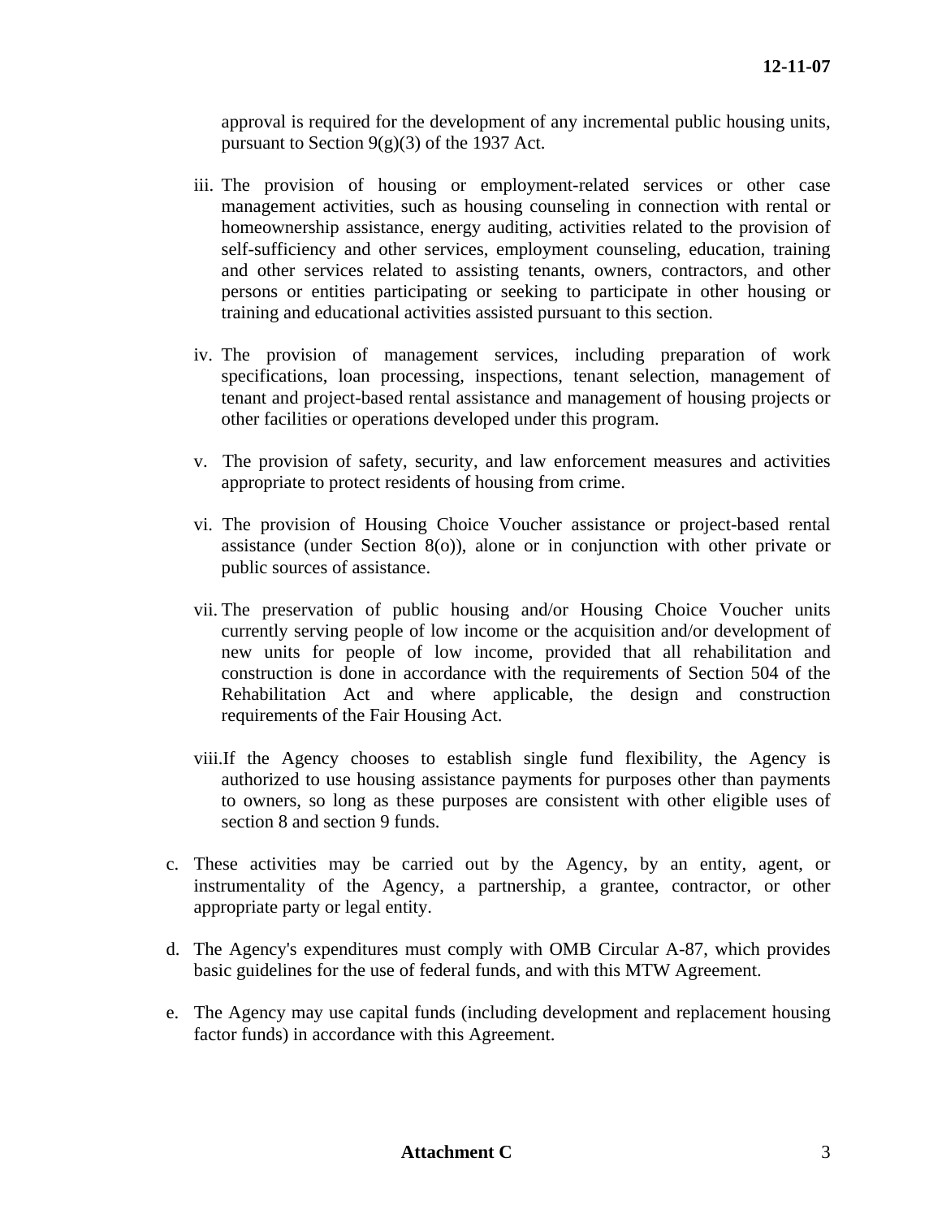approval is required for the development of any incremental public housing units, pursuant to Section 9(g)(3) of the 1937 Act.

iii. The provision of housing or employment-related services or other case management activities, such as housing counseling in connection with rental or homeownership assistance, energy auditing, activities related to the provision of self-sufficiency and other services, employment counseling, education, training and other services related to assisting tenants, owners, contractors, and other persons or entities participating or seeking to participate in other housing or training and educational activities assisted pursuant to this section.

iv. The provision of management services, including preparation of work specifications, loan processing, inspections, tenant selection, management of tenant and project-based rental assistance and management of housing projects or other facilities or operations developed under this program.

v. The provision of safety, security, and law enforcement measures and activities appropriate to protect residents of housing from crime.

vi. The provision of Housing Choice Voucher assistance or project-based rental assistance (under Section 8(o)), alone or in conjunction with other private or public sources of assistance.

vii. The preservation of public housing and/or Housing Choice Voucher units currently serving people of low income or the acquisition and/or development of new units for people of low income, provided that all rehabilitation and construction is done in accordance with the requirements of Section 504 of the Rehabilitation Act and where applicable, the design and construction requirements of the Fair Housing Act.

viii. If the Agency chooses to establish single fund flexibility, the Agency is authorized to use housing assistance payments for purposes other than payments to owners, so long as these purposes are consistent with other eligible uses of section 8 and section 9 funds.

c. These activities may be carried out by the Agency, by an entity, agent, or instrumentality of the Agency, a partnership, a grantee, contractor, or other appropriate party or legal entity.

d. The Agency's expenditures must comply with OMB Circular A-87, which provides basic guidelines for the use of federal funds, and with this MTW Agreement.

e. The Agency may use capital funds (including development and replacement housing factor funds) in accordance with this Agreement.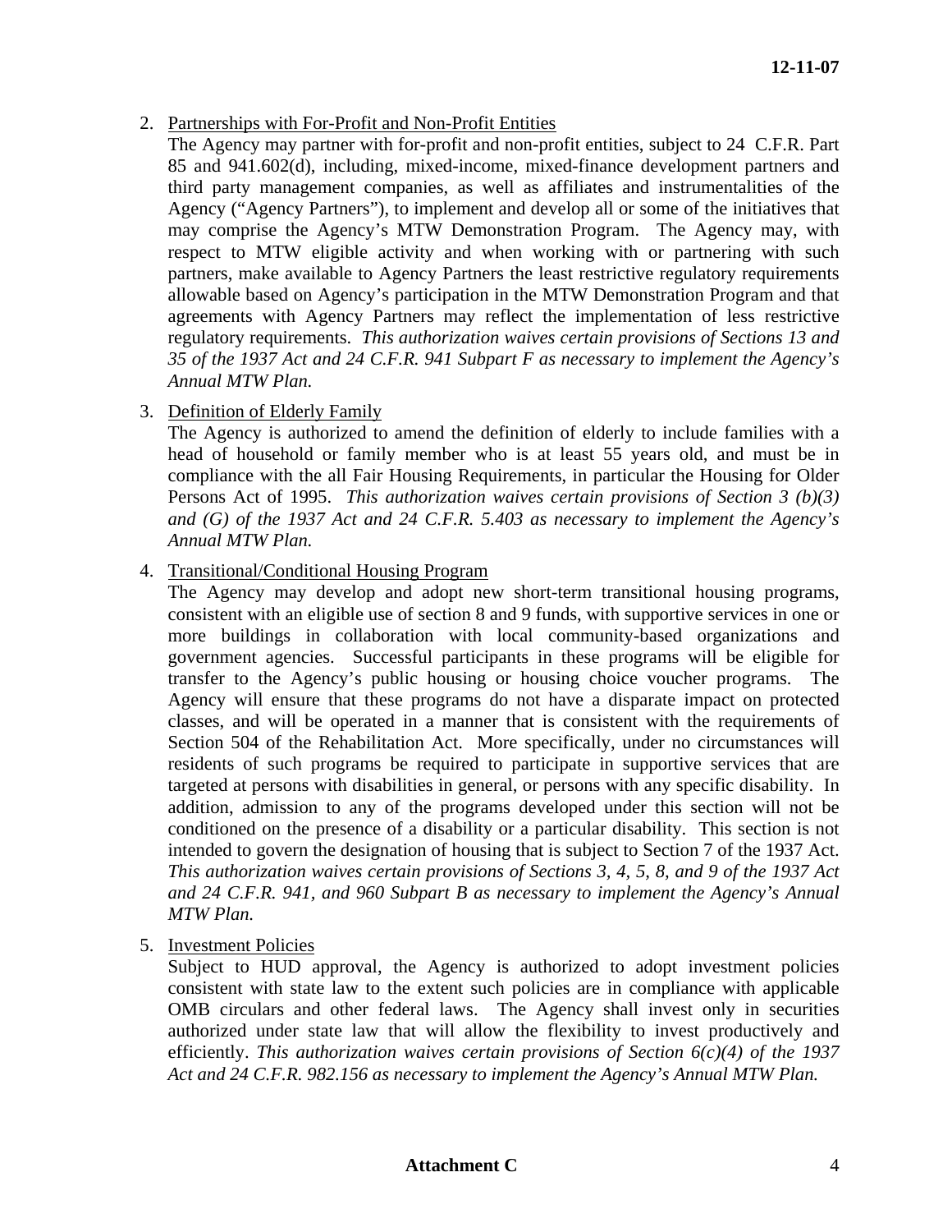2. Partnerships with For-Profit and Non-Profit Entities

   The Agency may partner with for-profit and non-profit entities, subject to 24 C.F.R. Part 85 and 941.602(d), including, mixed-income, mixed-finance development partners and third party management companies, as well as affiliates and instrumentalities of the Agency ("Agency Partners"), to implement and develop all or some of the initiatives that may comprise the Agency's MTW Demonstration Program. The Agency may, with respect to MTW eligible activity and when working with or partnering with such partners, make available to Agency Partners the least restrictive regulatory requirements allowable based on Agency's participation in the MTW Demonstration Program and that agreements with Agency Partners may reflect the implementation of less restrictive regulatory requirements. *This authorization waives certain provisions of Sections 13 and 35 of the 1937 Act and 24 C.F.R. 941 Subpart F as necessary to implement the Agency's Annual MTW Plan.*

3. Definition of Elderly Family

   The Agency is authorized to amend the definition of elderly to include families with a head of household or family member who is at least 55 years old, and must be in compliance with the all Fair Housing Requirements, in particular the Housing for Older Persons Act of 1995. *This authorization waives certain provisions of Section 3 (b)(3) and (G) of the 1937 Act and 24 C.F.R. 5.403 as necessary to implement the Agency's Annual MTW Plan.*

4. Transitional/Conditional Housing Program

   The Agency may develop and adopt new short-term transitional housing programs, consistent with an eligible use of section 8 and 9 funds, with supportive services in one or more buildings in collaboration with local community-based organizations and government agencies. Successful participants in these programs will be eligible for transfer to the Agency's public housing or housing choice voucher programs. The Agency will ensure that these programs do not have a disparate impact on protected classes, and will be operated in a manner that is consistent with the requirements of Section 504 of the Rehabilitation Act. More specifically, under no circumstances will residents of such programs be required to participate in supportive services that are targeted at persons with disabilities in general, or persons with any specific disability. In addition, admission to any of the programs developed under this section will not be conditioned on the presence of a disability or a particular disability. This section is not intended to govern the designation of housing that is subject to Section 7 of the 1937 Act. *This authorization waives certain provisions of Sections 3, 4, 5, 8, and 9 of the 1937 Act and 24 C.F.R. 941, and 960 Subpart B as necessary to implement the Agency's Annual MTW Plan.*

5. Investment Policies

   Subject to HUD approval, the Agency is authorized to adopt investment policies consistent with state law to the extent such policies are in compliance with applicable OMB circulars and other federal laws. The Agency shall invest only in securities authorized under state law that will allow the flexibility to invest productively and efficiently. *This authorization waives certain provisions of Section 6(c)(4) of the 1937 Act and 24 C.F.R. 982.156 as necessary to implement the Agency's Annual MTW Plan.*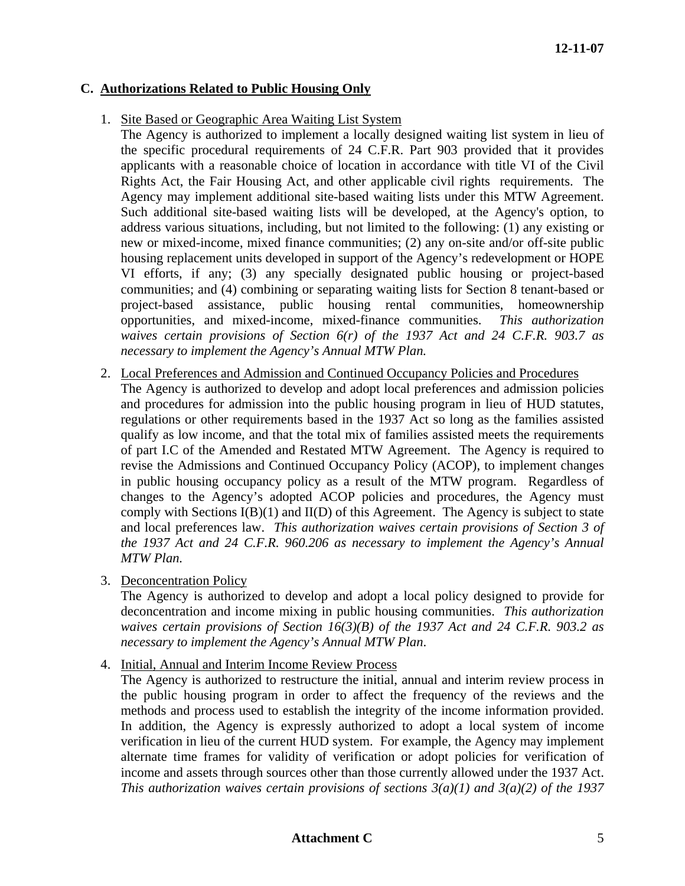## C. Authorizations Related to Public Housing Only

1. Site Based or Geographic Area Waiting List System

   The Agency is authorized to implement a locally designed waiting list system in lieu of the specific procedural requirements of 24 C.F.R. Part 903 provided that it provides applicants with a reasonable choice of location in accordance with title VI of the Civil Rights Act, the Fair Housing Act, and other applicable civil rights requirements. The Agency may implement additional site-based waiting lists under this MTW Agreement. Such additional site-based waiting lists will be developed, at the Agency's option, to address various situations, including, but not limited to the following: (1) any existing or new or mixed-income, mixed finance communities; (2) any on-site and/or off-site public housing replacement units developed in support of the Agency's redevelopment or HOPE VI efforts, if any; (3) any specially designated public housing or project-based communities; and (4) combining or separating waiting lists for Section 8 tenant-based or project-based assistance, public housing rental communities, homeownership opportunities, and mixed-income, mixed-finance communities. *This authorization waives certain provisions of Section 6(r) of the 1937 Act and 24 C.F.R. 903.7 as necessary to implement the Agency's Annual MTW Plan.*

2. Local Preferences and Admission and Continued Occupancy Policies and Procedures

   The Agency is authorized to develop and adopt local preferences and admission policies and procedures for admission into the public housing program in lieu of HUD statutes, regulations or other requirements based in the 1937 Act so long as the families assisted qualify as low income, and that the total mix of families assisted meets the requirements of part I.C of the Amended and Restated MTW Agreement. The Agency is required to revise the Admissions and Continued Occupancy Policy (ACOP), to implement changes in public housing occupancy policy as a result of the MTW program. Regardless of changes to the Agency's adopted ACOP policies and procedures, the Agency must comply with Sections I(B)(1) and II(D) of this Agreement. The Agency is subject to state and local preferences law. *This authorization waives certain provisions of Section 3 of the 1937 Act and 24 C.F.R. 960.206 as necessary to implement the Agency's Annual MTW Plan.*

3. Deconcentration Policy

   The Agency is authorized to develop and adopt a local policy designed to provide for deconcentration and income mixing in public housing communities. *This authorization waives certain provisions of Section 16(3)(B) of the 1937 Act and 24 C.F.R. 903.2 as necessary to implement the Agency's Annual MTW Plan.*

4. Initial, Annual and Interim Income Review Process

   The Agency is authorized to restructure the initial, annual and interim review process in the public housing program in order to affect the frequency of the reviews and the methods and process used to establish the integrity of the income information provided. In addition, the Agency is expressly authorized to adopt a local system of income verification in lieu of the current HUD system. For example, the Agency may implement alternate time frames for validity of verification or adopt policies for verification of income and assets through sources other than those currently allowed under the 1937 Act. *This authorization waives certain provisions of sections 3(a)(1) and 3(a)(2) of the 1937*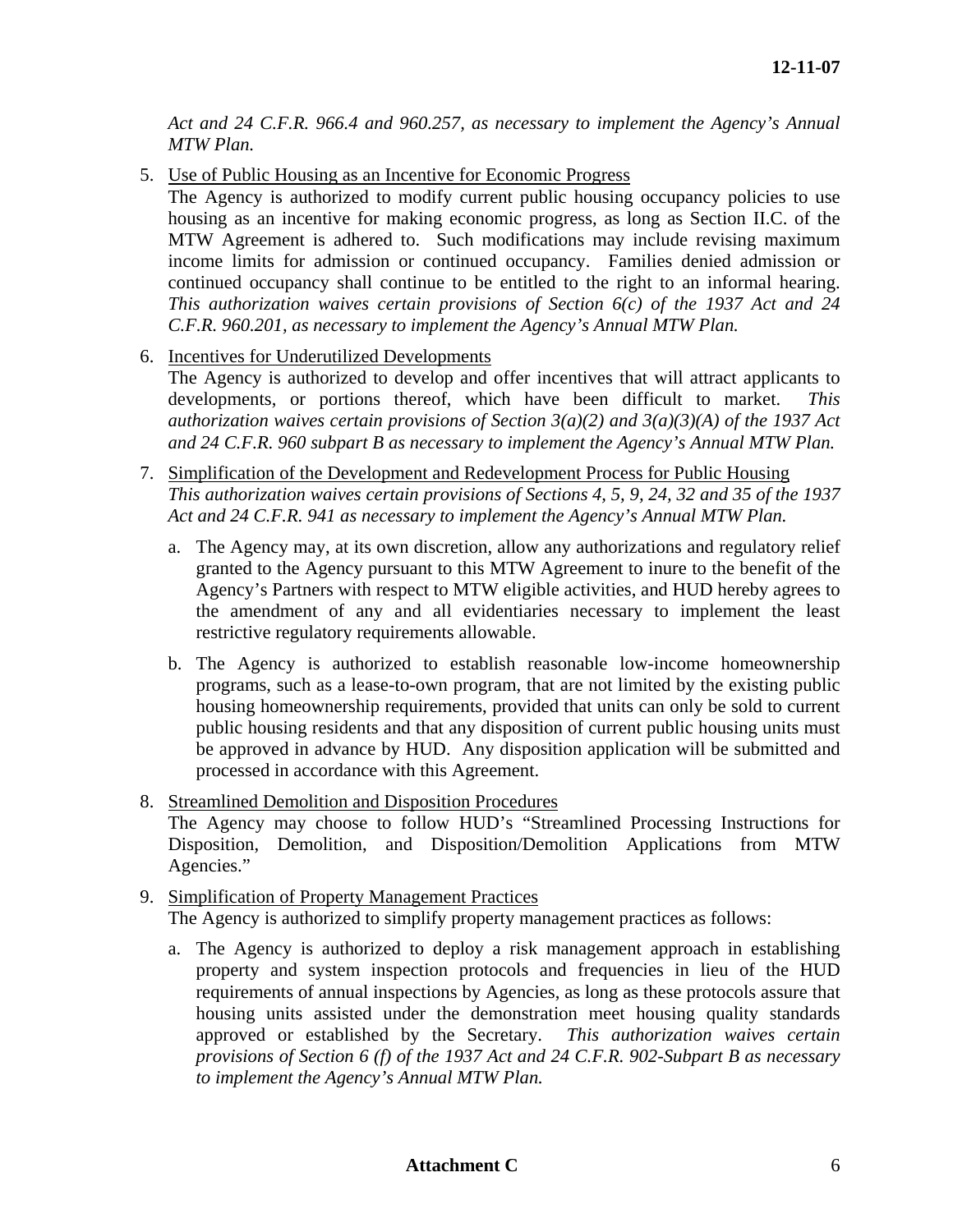*Act and 24 C.F.R. 966.4 and 960.257, as necessary to implement the Agency's Annual MTW Plan.*

5. Use of Public Housing as an Incentive for Economic Progress
   The Agency is authorized to modify current public housing occupancy policies to use housing as an incentive for making economic progress, as long as Section II.C. of the MTW Agreement is adhered to. Such modifications may include revising maximum income limits for admission or continued occupancy. Families denied admission or continued occupancy shall continue to be entitled to the right to an informal hearing. *This authorization waives certain provisions of Section 6(c) of the 1937 Act and 24 C.F.R. 960.201, as necessary to implement the Agency's Annual MTW Plan.*

6. Incentives for Underutilized Developments
   The Agency is authorized to develop and offer incentives that will attract applicants to developments, or portions thereof, which have been difficult to market. *This authorization waives certain provisions of Section 3(a)(2) and 3(a)(3)(A) of the 1937 Act and 24 C.F.R. 960 subpart B as necessary to implement the Agency's Annual MTW Plan.*

7. Simplification of the Development and Redevelopment Process for Public Housing
   *This authorization waives certain provisions of Sections 4, 5, 9, 24, 32 and 35 of the 1937 Act and 24 C.F.R. 941 as necessary to implement the Agency's Annual MTW Plan.*

   a. The Agency may, at its own discretion, allow any authorizations and regulatory relief granted to the Agency pursuant to this MTW Agreement to inure to the benefit of the Agency's Partners with respect to MTW eligible activities, and HUD hereby agrees to the amendment of any and all evidentiaries necessary to implement the least restrictive regulatory requirements allowable.

   b. The Agency is authorized to establish reasonable low-income homeownership programs, such as a lease-to-own program, that are not limited by the existing public housing homeownership requirements, provided that units can only be sold to current public housing residents and that any disposition of current public housing units must be approved in advance by HUD. Any disposition application will be submitted and processed in accordance with this Agreement.

8. Streamlined Demolition and Disposition Procedures
   The Agency may choose to follow HUD's "Streamlined Processing Instructions for Disposition, Demolition, and Disposition/Demolition Applications from MTW Agencies."

9. Simplification of Property Management Practices
   The Agency is authorized to simplify property management practices as follows:

   a. The Agency is authorized to deploy a risk management approach in establishing property and system inspection protocols and frequencies in lieu of the HUD requirements of annual inspections by Agencies, as long as these protocols assure that housing units assisted under the demonstration meet housing quality standards approved or established by the Secretary. *This authorization waives certain provisions of Section 6 (f) of the 1937 Act and 24 C.F.R. 902-Subpart B as necessary to implement the Agency's Annual MTW Plan.*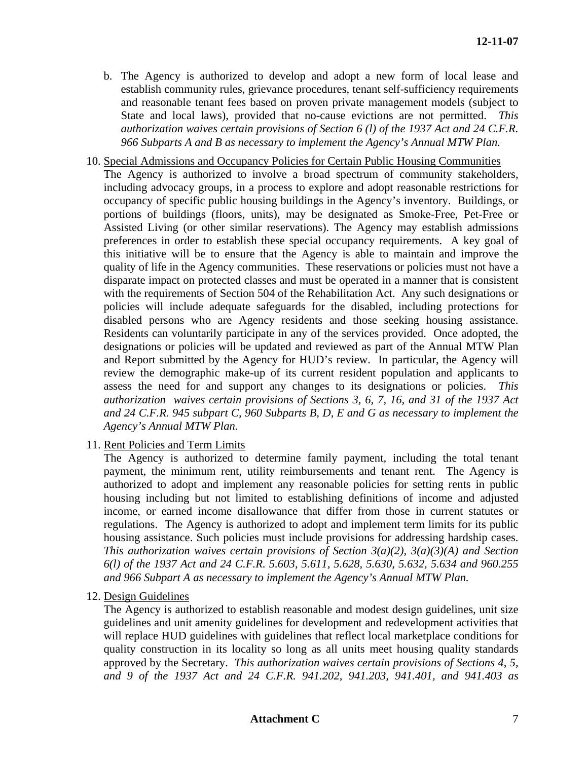b. The Agency is authorized to develop and adopt a new form of local lease and establish community rules, grievance procedures, tenant self-sufficiency requirements and reasonable tenant fees based on proven private management models (subject to State and local laws), provided that no-cause evictions are not permitted. *This authorization waives certain provisions of Section 6 (l) of the 1937 Act and 24 C.F.R. 966 Subparts A and B as necessary to implement the Agency's Annual MTW Plan.*

10. <u>Special Admissions and Occupancy Policies for Certain Public Housing Communities</u>
The Agency is authorized to involve a broad spectrum of community stakeholders, including advocacy groups, in a process to explore and adopt reasonable restrictions for occupancy of specific public housing buildings in the Agency's inventory. Buildings, or portions of buildings (floors, units), may be designated as Smoke-Free, Pet-Free or Assisted Living (or other similar reservations). The Agency may establish admissions preferences in order to establish these special occupancy requirements. A key goal of this initiative will be to ensure that the Agency is able to maintain and improve the quality of life in the Agency communities. These reservations or policies must not have a disparate impact on protected classes and must be operated in a manner that is consistent with the requirements of Section 504 of the Rehabilitation Act. Any such designations or policies will include adequate safeguards for the disabled, including protections for disabled persons who are Agency residents and those seeking housing assistance. Residents can voluntarily participate in any of the services provided. Once adopted, the designations or policies will be updated and reviewed as part of the Annual MTW Plan and Report submitted by the Agency for HUD's review. In particular, the Agency will review the demographic make-up of its current resident population and applicants to assess the need for and support any changes to its designations or policies. *This authorization waives certain provisions of Sections 3, 6, 7, 16, and 31 of the 1937 Act and 24 C.F.R. 945 subpart C, 960 Subparts B, D, E and G as necessary to implement the Agency's Annual MTW Plan.*

11. <u>Rent Policies and Term Limits</u>
The Agency is authorized to determine family payment, including the total tenant payment, the minimum rent, utility reimbursements and tenant rent. The Agency is authorized to adopt and implement any reasonable policies for setting rents in public housing including but not limited to establishing definitions of income and adjusted income, or earned income disallowance that differ from those in current statutes or regulations. The Agency is authorized to adopt and implement term limits for its public housing assistance. Such policies must include provisions for addressing hardship cases. *This authorization waives certain provisions of Section 3(a)(2), 3(a)(3)(A) and Section 6(l) of the 1937 Act and 24 C.F.R. 5.603, 5.611, 5.628, 5.630, 5.632, 5.634 and 960.255 and 966 Subpart A as necessary to implement the Agency's Annual MTW Plan.*

12. <u>Design Guidelines</u>
The Agency is authorized to establish reasonable and modest design guidelines, unit size guidelines and unit amenity guidelines for development and redevelopment activities that will replace HUD guidelines with guidelines that reflect local marketplace conditions for quality construction in its locality so long as all units meet housing quality standards approved by the Secretary. *This authorization waives certain provisions of Sections 4, 5, and 9 of the 1937 Act and 24 C.F.R. 941.202, 941.203, 941.401, and 941.403 as*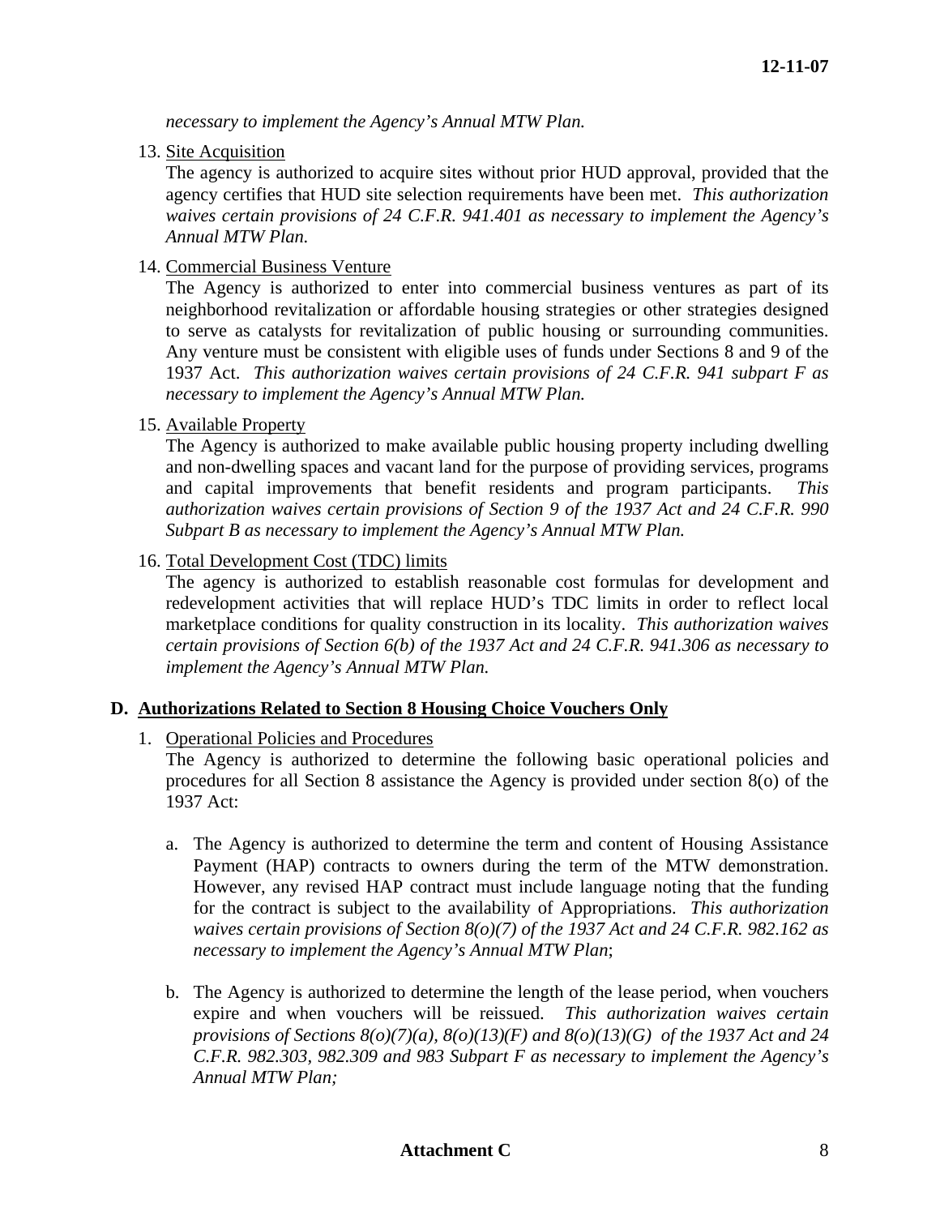*necessary to implement the Agency's Annual MTW Plan.*

13. Site Acquisition
    The agency is authorized to acquire sites without prior HUD approval, provided that the agency certifies that HUD site selection requirements have been met. *This authorization waives certain provisions of 24 C.F.R. 941.401 as necessary to implement the Agency's Annual MTW Plan.*

14. Commercial Business Venture
    The Agency is authorized to enter into commercial business ventures as part of its neighborhood revitalization or affordable housing strategies or other strategies designed to serve as catalysts for revitalization of public housing or surrounding communities. Any venture must be consistent with eligible uses of funds under Sections 8 and 9 of the 1937 Act. *This authorization waives certain provisions of 24 C.F.R. 941 subpart F as necessary to implement the Agency's Annual MTW Plan.*

15. Available Property
    The Agency is authorized to make available public housing property including dwelling and non-dwelling spaces and vacant land for the purpose of providing services, programs and capital improvements that benefit residents and program participants. *This authorization waives certain provisions of Section 9 of the 1937 Act and 24 C.F.R. 990 Subpart B as necessary to implement the Agency's Annual MTW Plan.*

16. Total Development Cost (TDC) limits
    The agency is authorized to establish reasonable cost formulas for development and redevelopment activities that will replace HUD's TDC limits in order to reflect local marketplace conditions for quality construction in its locality. *This authorization waives certain provisions of Section 6(b) of the 1937 Act and 24 C.F.R. 941.306 as necessary to implement the Agency's Annual MTW Plan.*

## D. Authorizations Related to Section 8 Housing Choice Vouchers Only

1. Operational Policies and Procedures
   The Agency is authorized to determine the following basic operational policies and procedures for all Section 8 assistance the Agency is provided under section 8(o) of the 1937 Act:

   a. The Agency is authorized to determine the term and content of Housing Assistance Payment (HAP) contracts to owners during the term of the MTW demonstration. However, any revised HAP contract must include language noting that the funding for the contract is subject to the availability of Appropriations. *This authorization waives certain provisions of Section 8(o)(7) of the 1937 Act and 24 C.F.R. 982.162 as necessary to implement the Agency's Annual MTW Plan*;

   b. The Agency is authorized to determine the length of the lease period, when vouchers expire and when vouchers will be reissued. *This authorization waives certain provisions of Sections 8(o)(7)(a), 8(o)(13)(F) and 8(o)(13)(G) of the 1937 Act and 24 C.F.R. 982.303, 982.309 and 983 Subpart F as necessary to implement the Agency's Annual MTW Plan;*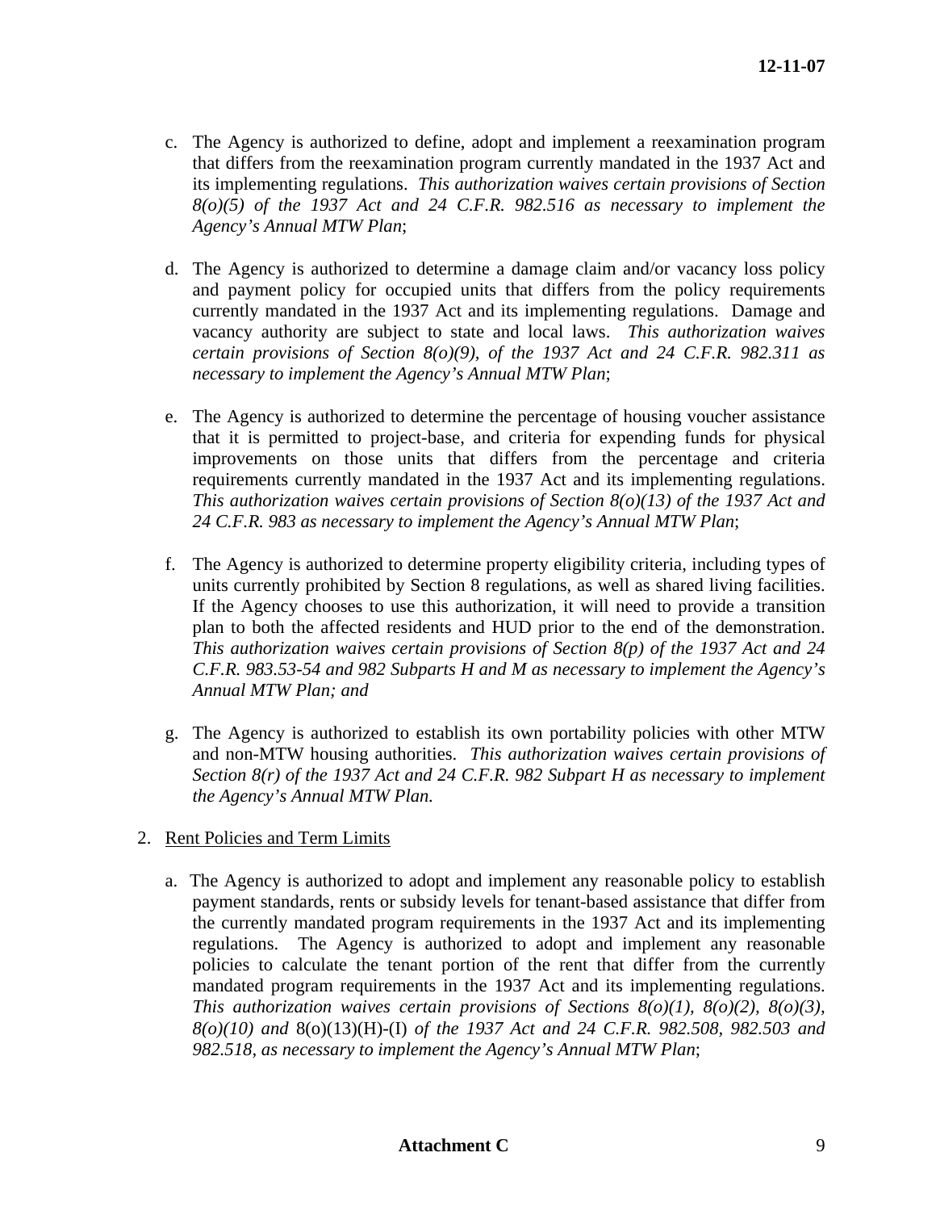c. The Agency is authorized to define, adopt and implement a reexamination program that differs from the reexamination program currently mandated in the 1937 Act and its implementing regulations. *This authorization waives certain provisions of Section 8(o)(5) of the 1937 Act and 24 C.F.R. 982.516 as necessary to implement the Agency's Annual MTW Plan*;

d. The Agency is authorized to determine a damage claim and/or vacancy loss policy and payment policy for occupied units that differs from the policy requirements currently mandated in the 1937 Act and its implementing regulations. Damage and vacancy authority are subject to state and local laws. *This authorization waives certain provisions of Section 8(o)(9), of the 1937 Act and 24 C.F.R. 982.311 as necessary to implement the Agency's Annual MTW Plan*;

e. The Agency is authorized to determine the percentage of housing voucher assistance that it is permitted to project-base, and criteria for expending funds for physical improvements on those units that differs from the percentage and criteria requirements currently mandated in the 1937 Act and its implementing regulations. *This authorization waives certain provisions of Section 8(o)(13) of the 1937 Act and 24 C.F.R. 983 as necessary to implement the Agency's Annual MTW Plan*;

f. The Agency is authorized to determine property eligibility criteria, including types of units currently prohibited by Section 8 regulations, as well as shared living facilities. If the Agency chooses to use this authorization, it will need to provide a transition plan to both the affected residents and HUD prior to the end of the demonstration. *This authorization waives certain provisions of Section 8(p) of the 1937 Act and 24 C.F.R. 983.53-54 and 982 Subparts H and M as necessary to implement the Agency's Annual MTW Plan; and*

g. The Agency is authorized to establish its own portability policies with other MTW and non-MTW housing authorities. *This authorization waives certain provisions of Section 8(r) of the 1937 Act and 24 C.F.R. 982 Subpart H as necessary to implement the Agency's Annual MTW Plan.*

2. Rent Policies and Term Limits

a. The Agency is authorized to adopt and implement any reasonable policy to establish payment standards, rents or subsidy levels for tenant-based assistance that differ from the currently mandated program requirements in the 1937 Act and its implementing regulations. The Agency is authorized to adopt and implement any reasonable policies to calculate the tenant portion of the rent that differ from the currently mandated program requirements in the 1937 Act and its implementing regulations. *This authorization waives certain provisions of Sections 8(o)(1), 8(o)(2), 8(o)(3), 8(o)(10) and* 8(o)(13)(H)-(I) *of the 1937 Act and 24 C.F.R. 982.508, 982.503 and 982.518, as necessary to implement the Agency's Annual MTW Plan*;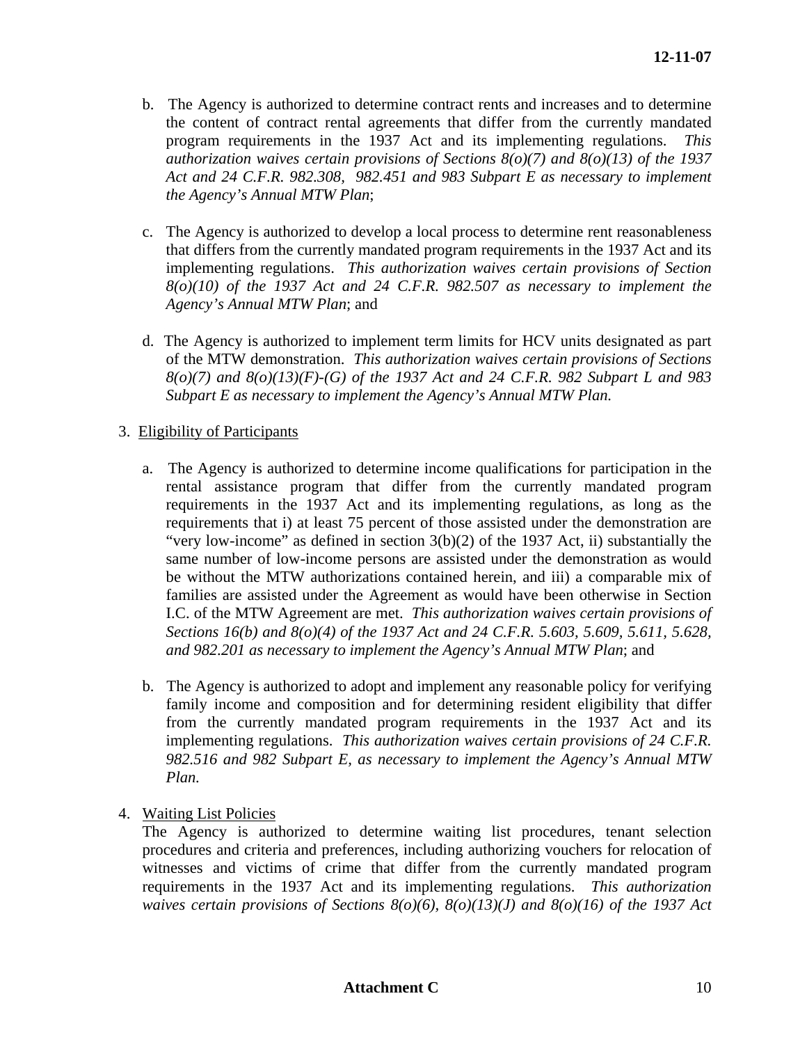b. The Agency is authorized to determine contract rents and increases and to determine the content of contract rental agreements that differ from the currently mandated program requirements in the 1937 Act and its implementing regulations. *This authorization waives certain provisions of Sections 8(o)(7) and 8(o)(13) of the 1937 Act and 24 C.F.R. 982.308, 982.451 and 983 Subpart E as necessary to implement the Agency's Annual MTW Plan*;

c. The Agency is authorized to develop a local process to determine rent reasonableness that differs from the currently mandated program requirements in the 1937 Act and its implementing regulations. *This authorization waives certain provisions of Section 8(o)(10) of the 1937 Act and 24 C.F.R. 982.507 as necessary to implement the Agency's Annual MTW Plan*; and

d. The Agency is authorized to implement term limits for HCV units designated as part of the MTW demonstration. *This authorization waives certain provisions of Sections 8(o)(7) and 8(o)(13)(F)-(G) of the 1937 Act and 24 C.F.R. 982 Subpart L and 983 Subpart E as necessary to implement the Agency's Annual MTW Plan.*

3. Eligibility of Participants

a. The Agency is authorized to determine income qualifications for participation in the rental assistance program that differ from the currently mandated program requirements in the 1937 Act and its implementing regulations, as long as the requirements that i) at least 75 percent of those assisted under the demonstration are "very low-income" as defined in section 3(b)(2) of the 1937 Act, ii) substantially the same number of low-income persons are assisted under the demonstration as would be without the MTW authorizations contained herein, and iii) a comparable mix of families are assisted under the Agreement as would have been otherwise in Section I.C. of the MTW Agreement are met. *This authorization waives certain provisions of Sections 16(b) and 8(o)(4) of the 1937 Act and 24 C.F.R. 5.603, 5.609, 5.611, 5.628, and 982.201 as necessary to implement the Agency's Annual MTW Plan*; and

b. The Agency is authorized to adopt and implement any reasonable policy for verifying family income and composition and for determining resident eligibility that differ from the currently mandated program requirements in the 1937 Act and its implementing regulations. *This authorization waives certain provisions of 24 C.F.R. 982.516 and 982 Subpart E, as necessary to implement the Agency's Annual MTW Plan.*

4. Waiting List Policies

The Agency is authorized to determine waiting list procedures, tenant selection procedures and criteria and preferences, including authorizing vouchers for relocation of witnesses and victims of crime that differ from the currently mandated program requirements in the 1937 Act and its implementing regulations. *This authorization waives certain provisions of Sections 8(o)(6), 8(o)(13)(J) and 8(o)(16) of the 1937 Act*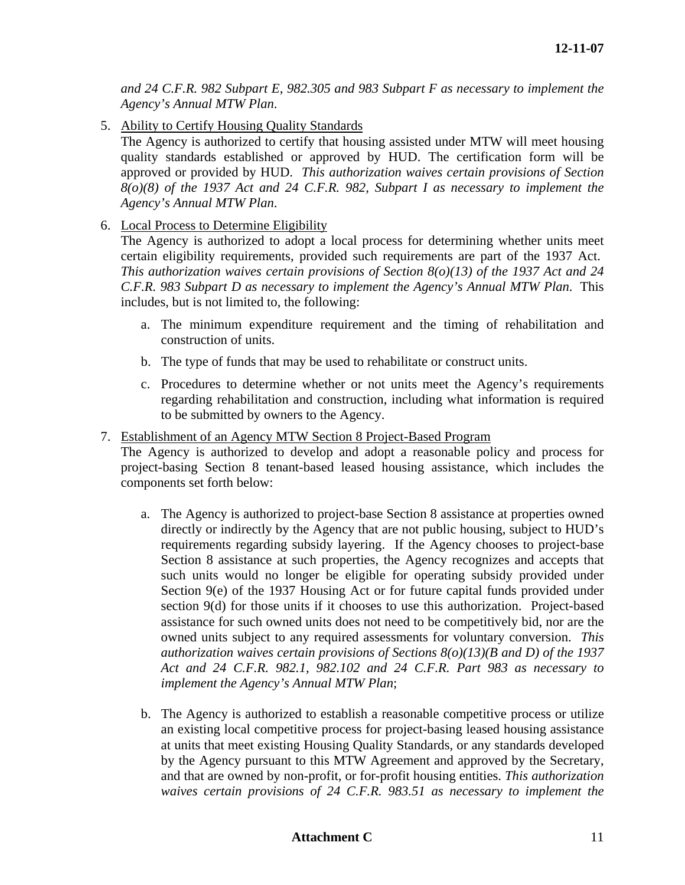*and 24 C.F.R. 982 Subpart E, 982.305 and 983 Subpart F as necessary to implement the Agency's Annual MTW Plan.*

5. Ability to Certify Housing Quality Standards
   The Agency is authorized to certify that housing assisted under MTW will meet housing quality standards established or approved by HUD. The certification form will be approved or provided by HUD. *This authorization waives certain provisions of Section 8(o)(8) of the 1937 Act and 24 C.F.R. 982, Subpart I as necessary to implement the Agency's Annual MTW Plan.*

6. Local Process to Determine Eligibility
   The Agency is authorized to adopt a local process for determining whether units meet certain eligibility requirements, provided such requirements are part of the 1937 Act. *This authorization waives certain provisions of Section 8(o)(13) of the 1937 Act and 24 C.F.R. 983 Subpart D as necessary to implement the Agency's Annual MTW Plan.* This includes, but is not limited to, the following:

   a. The minimum expenditure requirement and the timing of rehabilitation and construction of units.

   b. The type of funds that may be used to rehabilitate or construct units.

   c. Procedures to determine whether or not units meet the Agency's requirements regarding rehabilitation and construction, including what information is required to be submitted by owners to the Agency.

7. Establishment of an Agency MTW Section 8 Project-Based Program
   The Agency is authorized to develop and adopt a reasonable policy and process for project-basing Section 8 tenant-based leased housing assistance, which includes the components set forth below:

   a. The Agency is authorized to project-base Section 8 assistance at properties owned directly or indirectly by the Agency that are not public housing, subject to HUD's requirements regarding subsidy layering. If the Agency chooses to project-base Section 8 assistance at such properties, the Agency recognizes and accepts that such units would no longer be eligible for operating subsidy provided under Section 9(e) of the 1937 Housing Act or for future capital funds provided under section 9(d) for those units if it chooses to use this authorization. Project-based assistance for such owned units does not need to be competitively bid, nor are the owned units subject to any required assessments for voluntary conversion. *This authorization waives certain provisions of Sections 8(o)(13)(B and D) of the 1937 Act and 24 C.F.R. 982.1, 982.102 and 24 C.F.R. Part 983 as necessary to implement the Agency's Annual MTW Plan*;

   b. The Agency is authorized to establish a reasonable competitive process or utilize an existing local competitive process for project-basing leased housing assistance at units that meet existing Housing Quality Standards, or any standards developed by the Agency pursuant to this MTW Agreement and approved by the Secretary, and that are owned by non-profit, or for-profit housing entities. *This authorization waives certain provisions of 24 C.F.R. 983.51 as necessary to implement the*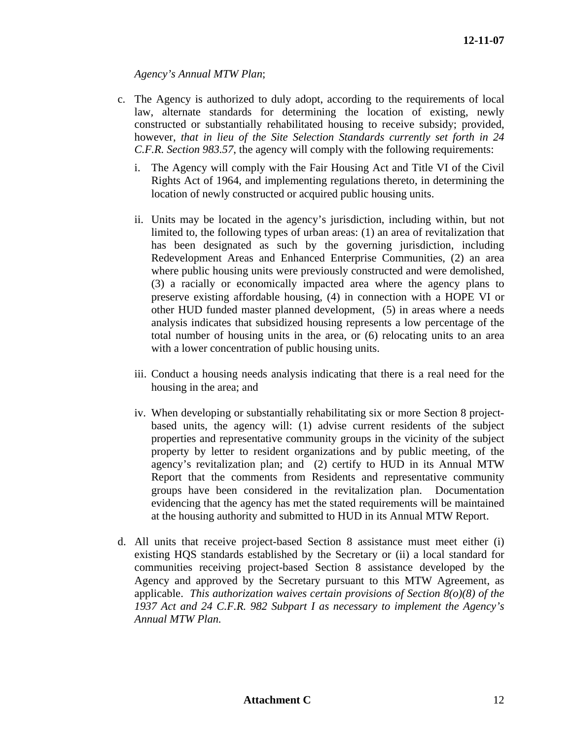*Agency's Annual MTW Plan*;

c. The Agency is authorized to duly adopt, according to the requirements of local law, alternate standards for determining the location of existing, newly constructed or substantially rehabilitated housing to receive subsidy; provided, however, *that in lieu of the Site Selection Standards currently set forth in 24 C.F.R. Section 983.57*, the agency will comply with the following requirements:

   i. The Agency will comply with the Fair Housing Act and Title VI of the Civil Rights Act of 1964, and implementing regulations thereto, in determining the location of newly constructed or acquired public housing units.

   ii. Units may be located in the agency's jurisdiction, including within, but not limited to, the following types of urban areas: (1) an area of revitalization that has been designated as such by the governing jurisdiction, including Redevelopment Areas and Enhanced Enterprise Communities, (2) an area where public housing units were previously constructed and were demolished, (3) a racially or economically impacted area where the agency plans to preserve existing affordable housing, (4) in connection with a HOPE VI or other HUD funded master planned development, (5) in areas where a needs analysis indicates that subsidized housing represents a low percentage of the total number of housing units in the area, or (6) relocating units to an area with a lower concentration of public housing units.

   iii. Conduct a housing needs analysis indicating that there is a real need for the housing in the area; and

   iv. When developing or substantially rehabilitating six or more Section 8 project-based units, the agency will: (1) advise current residents of the subject properties and representative community groups in the vicinity of the subject property by letter to resident organizations and by public meeting, of the agency's revitalization plan; and (2) certify to HUD in its Annual MTW Report that the comments from Residents and representative community groups have been considered in the revitalization plan. Documentation evidencing that the agency has met the stated requirements will be maintained at the housing authority and submitted to HUD in its Annual MTW Report.

d. All units that receive project-based Section 8 assistance must meet either (i) existing HQS standards established by the Secretary or (ii) a local standard for communities receiving project-based Section 8 assistance developed by the Agency and approved by the Secretary pursuant to this MTW Agreement, as applicable. *This authorization waives certain provisions of Section 8(o)(8) of the 1937 Act and 24 C.F.R. 982 Subpart I as necessary to implement the Agency's Annual MTW Plan.*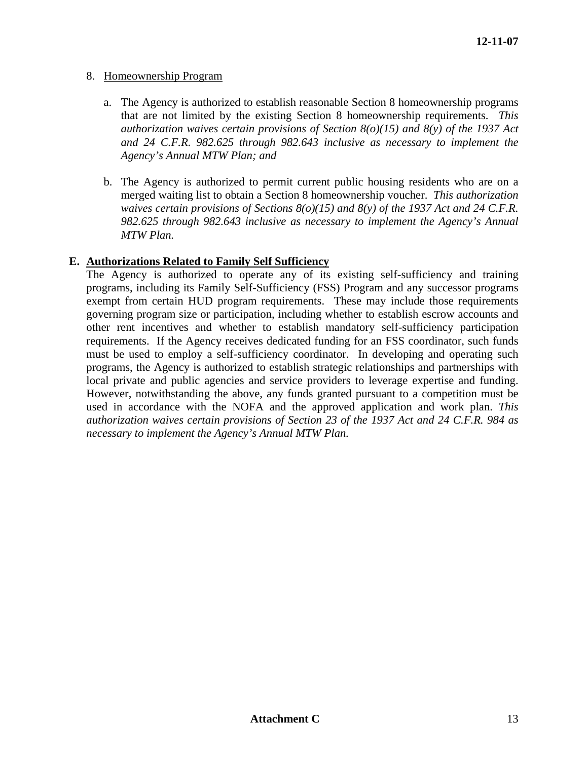8. Homeownership Program

   a. The Agency is authorized to establish reasonable Section 8 homeownership programs that are not limited by the existing Section 8 homeownership requirements. *This authorization waives certain provisions of Section 8(o)(15) and 8(y) of the 1937 Act and 24 C.F.R. 982.625 through 982.643 inclusive as necessary to implement the Agency's Annual MTW Plan; and*

   b. The Agency is authorized to permit current public housing residents who are on a merged waiting list to obtain a Section 8 homeownership voucher. *This authorization waives certain provisions of Sections 8(o)(15) and 8(y) of the 1937 Act and 24 C.F.R. 982.625 through 982.643 inclusive as necessary to implement the Agency's Annual MTW Plan.*

**E. Authorizations Related to Family Self Sufficiency**

The Agency is authorized to operate any of its existing self-sufficiency and training programs, including its Family Self-Sufficiency (FSS) Program and any successor programs exempt from certain HUD program requirements. These may include those requirements governing program size or participation, including whether to establish escrow accounts and other rent incentives and whether to establish mandatory self-sufficiency participation requirements. If the Agency receives dedicated funding for an FSS coordinator, such funds must be used to employ a self-sufficiency coordinator. In developing and operating such programs, the Agency is authorized to establish strategic relationships and partnerships with local private and public agencies and service providers to leverage expertise and funding. However, notwithstanding the above, any funds granted pursuant to a competition must be used in accordance with the NOFA and the approved application and work plan. *This authorization waives certain provisions of Section 23 of the 1937 Act and 24 C.F.R. 984 as necessary to implement the Agency's Annual MTW Plan.*